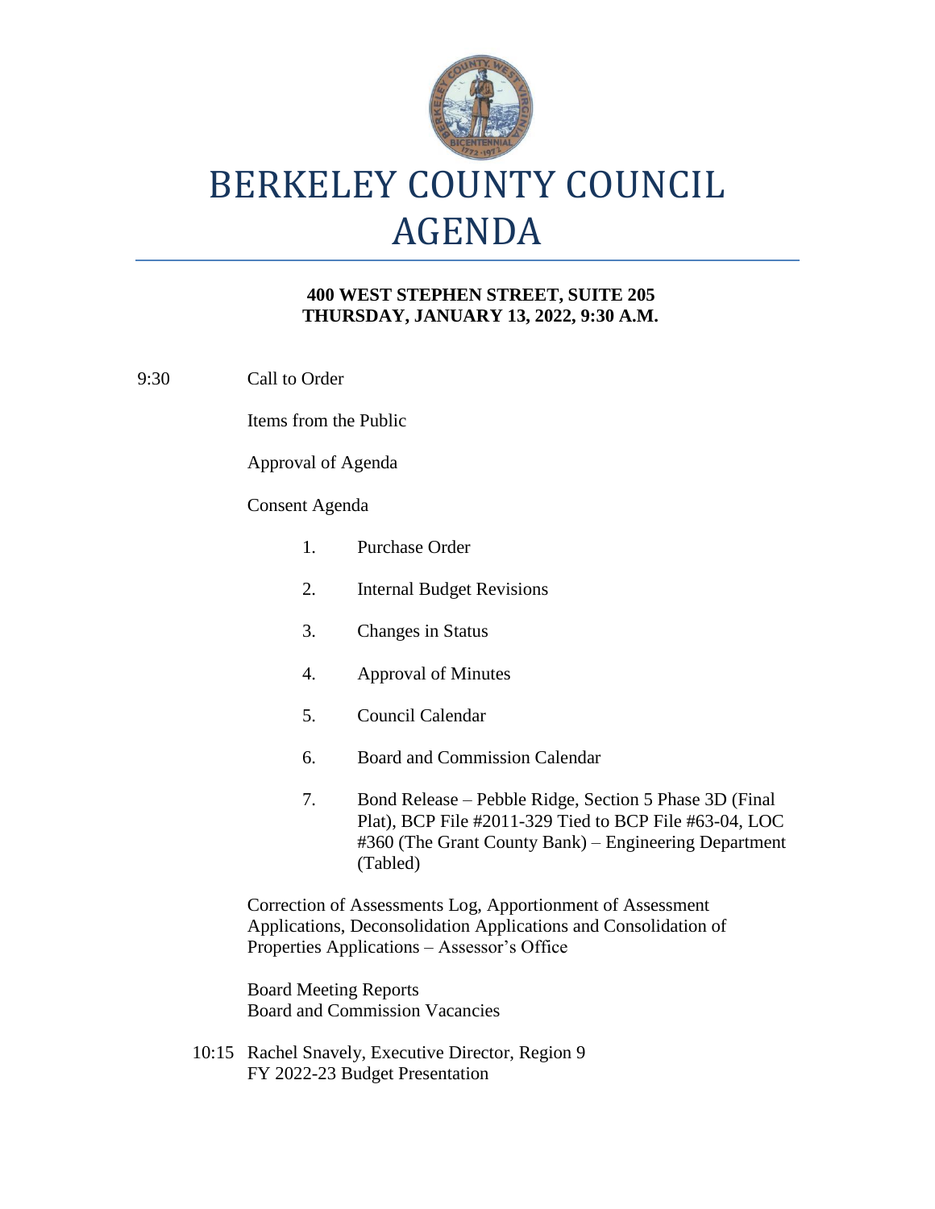# BERKELEY COUNTY COUNCIL AGENDA

**400 WEST STEPHEN STREET, SUITE 205**
**THURSDAY, JANUARY 13, 2022, 9:30 A.M.**

9:30 Call to Order

Items from the Public

Approval of Agenda

Consent Agenda

1. Purchase Order
2. Internal Budget Revisions
3. Changes in Status
4. Approval of Minutes
5. Council Calendar
6. Board and Commission Calendar
7. Bond Release – Pebble Ridge, Section 5 Phase 3D (Final Plat), BCP File #2011-329 Tied to BCP File #63-04, LOC #360 (The Grant County Bank) – Engineering Department (Tabled)

Correction of Assessments Log, Apportionment of Assessment Applications, Deconsolidation Applications and Consolidation of Properties Applications – Assessor's Office

Board Meeting Reports
Board and Commission Vacancies

10:15 Rachel Snavely, Executive Director, Region 9
FY 2022-23 Budget Presentation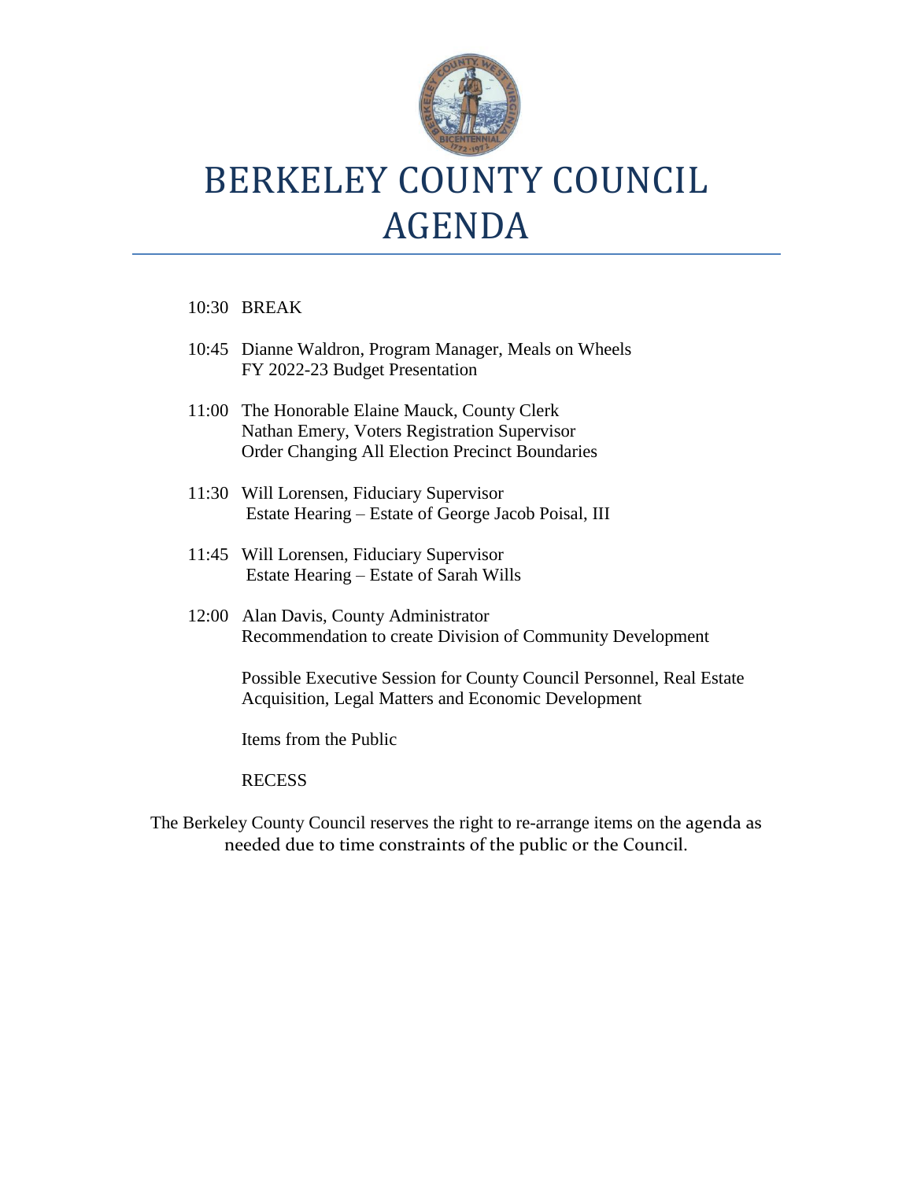# BERKELEY COUNTY COUNCIL AGENDA

10:30 BREAK

10:45 Dianne Waldron, Program Manager, Meals on Wheels
FY 2022-23 Budget Presentation

11:00 The Honorable Elaine Mauck, County Clerk
Nathan Emery, Voters Registration Supervisor
Order Changing All Election Precinct Boundaries

11:30 Will Lorensen, Fiduciary Supervisor
Estate Hearing – Estate of George Jacob Poisal, III

11:45 Will Lorensen, Fiduciary Supervisor
Estate Hearing – Estate of Sarah Wills

12:00 Alan Davis, County Administrator
Recommendation to create Division of Community Development

Possible Executive Session for County Council Personnel, Real Estate Acquisition, Legal Matters and Economic Development

Items from the Public

RECESS

The Berkeley County Council reserves the right to re-arrange items on the agenda as needed due to time constraints of the public or the Council.